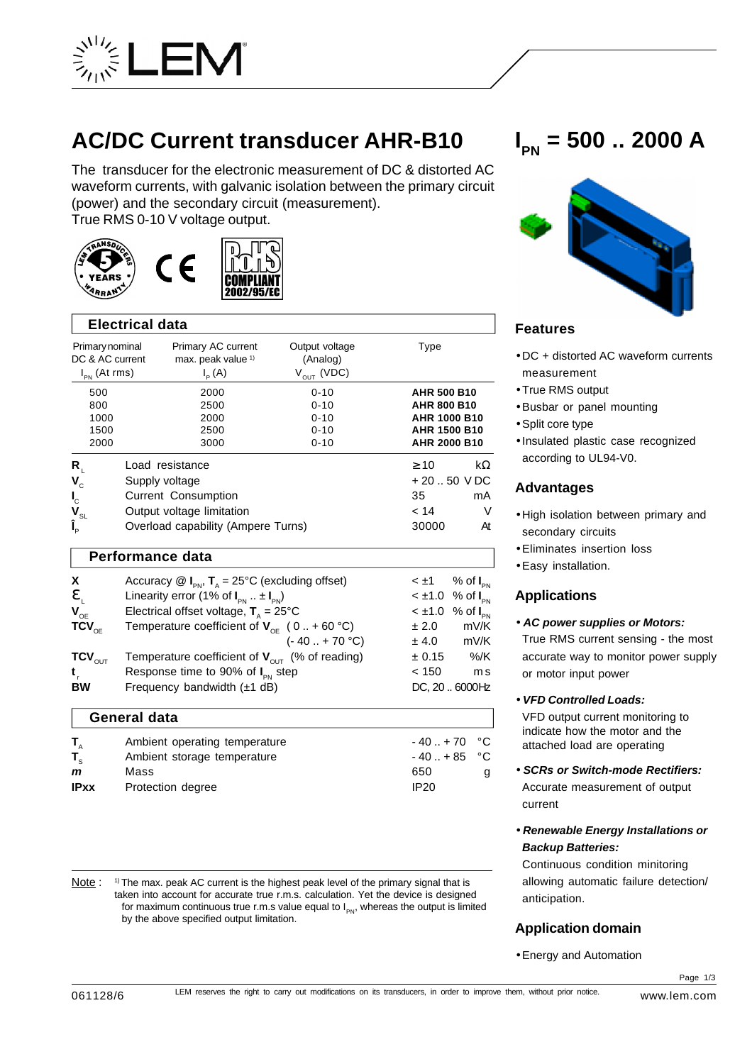# AC/DC Current transducer AHR-B10

## $I_{PN}$ = 500 .. 2000 A

The transducer for the electronic measurement of DC & distorted AC waveform currents, with galvanic isolation between the primary circuit (power) and the secondary circuit (measurement).
True RMS 0-10 V voltage output.

## Electrical data

| Primary nominal DC & AC current $I_{PN}$ (At rms) | Primary AC current max. peak value [1] $I_P$ (A) | Output voltage (Analog) $V_{OUT}$ (VDC) | Type |
|---|---|---|---|
| 500 | 2000 | 0-10 | **AHR 500 B10** |
| 800 | 2500 | 0-10 | **AHR 800 B10** |
| 1000 | 2000 | 0-10 | **AHR 1000 B10** |
| 1500 | 2500 | 0-10 | **AHR 1500 B10** |
| 2000 | 3000 | 0-10 | **AHR 2000 B10** |

| | | | |
|---|---|---|---|
| $R_L$ | Load resistance | ≥ 10 | kΩ |
| $V_C$ | Supply voltage | + 20 .. 50 | V DC |
| $I_C$ | Current Consumption | 35 | mA |
| $V_{SL}$ | Output voltage limitation | < 14 | V |
| $\hat{I}_P$ | Overload capability (Ampere Turns) | 30000 | At |

## Performance data

| | | | |
|---|---|---|---|
| **X** | Accuracy @ $I_{PN}$, $T_A$ = 25°C (excluding offset) | < ±1 | % of $I_{PN}$ |
| $\varepsilon_L$ | Linearity error (1% of $I_{PN}$ .. ± $I_{PN}$) | < ±1.0 | % of $I_{PN}$ |
| $V_{OE}$ | Electrical offset voltage, $T_A$ = 25°C | < ±1.0 | % of $I_{PN}$ |
| $TCV_{OE}$ | Temperature coefficient of $V_{OE}$ (0 .. + 60 °C) | ± 2.0 | mV/K |
| | (- 40 .. + 70 °C) | ± 4.0 | mV/K |
| $TCV_{OUT}$ | Temperature coefficient of $V_{OUT}$ (% of reading) | ± 0.15 | %/K |
| $t_r$ | Response time to 90% of $I_{PN}$ step | < 150 | ms |
| **BW** | Frequency bandwidth (±1 dB) | DC, 20 .. 6000 | Hz |

## General data

| | | | |
|---|---|---|---|
| $T_A$ | Ambient operating temperature | - 40 .. + 70 | °C |
| $T_S$ | Ambient storage temperature | - 40 .. + 85 | °C |
| *m* | Mass | 650 | g |
| **IPxx** | Protection degree | IP20 | |

Note : [1] The max. peak AC current is the highest peak level of the primary signal that is taken into account for accurate true r.m.s. calculation. Yet the device is designed for maximum continuous true r.m.s value equal to $I_{PN}$, whereas the output is limited by the above specified output limitation.

## Features

- DC + distorted AC waveform currents measurement
- True RMS output
- Busbar or panel mounting
- Split core type
- Insulated plastic case recognized according to UL94-V0.

## Advantages

- High isolation between primary and secondary circuits
- Eliminates insertion loss
- Easy installation.

## Applications

- ***AC power supplies or Motors:*** True RMS current sensing - the most accurate way to monitor power supply or motor input power
- ***VFD Controlled Loads:*** VFD output current monitoring to indicate how the motor and the attached load are operating
- ***SCRs or Switch-mode Rectifiers:*** Accurate measurement of output current
- ***Renewable Energy Installations or Backup Batteries:*** Continuous condition minitoring allowing automatic failure detection/ anticipation.

## Application domain

- Energy and Automation

061128/6 — LEM reserves the right to carry out modifications on its transducers, in order to improve them, without prior notice. — www.lem.com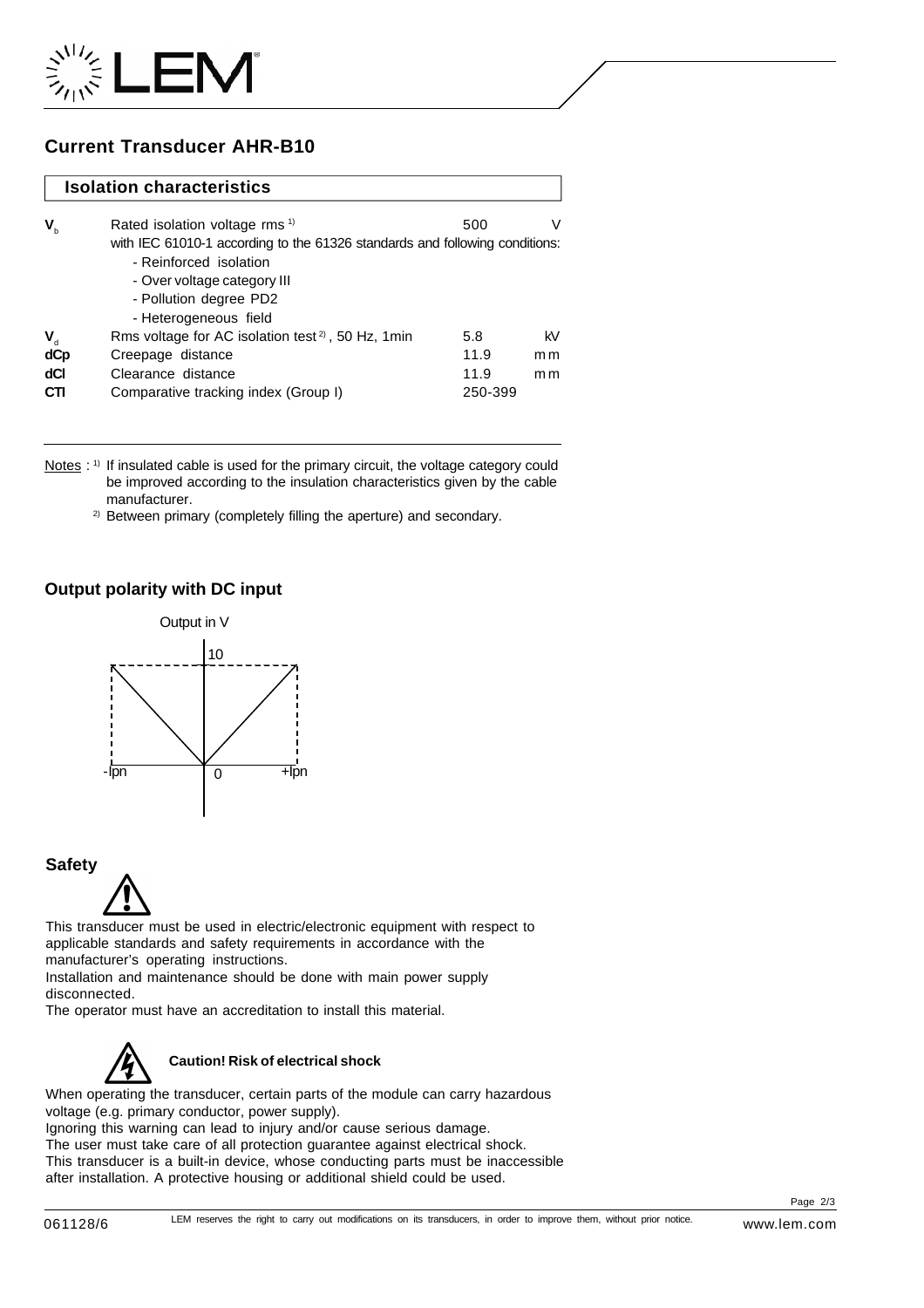# Current Transducer AHR-B10

## Isolation characteristics

| | | | |
|---|---|---|---|
| $V_b$ | Rated isolation voltage rms [1] | 500 | V |
| | with IEC 61010-1 according to the 61326 standards and following conditions: | | |
| | - Reinforced isolation | | |
| | - Over voltage category III | | |
| | - Pollution degree PD2 | | |
| | - Heterogeneous field | | |
| $V_d$ | Rms voltage for AC isolation test [2], 50 Hz, 1min | 5.8 | kV |
| dCp | Creepage distance | 11.9 | mm |
| dCl | Clearance distance | 11.9 | mm |
| CTI | Comparative tracking index (Group I) | 250-399 | |

Notes : [1] If insulated cable is used for the primary circuit, the voltage category could be improved according to the insulation characteristics given by the cable manufacturer.

[2] Between primary (completely filling the aperture) and secondary.

## Output polarity with DC input

Output in V

10

-Ipn 0 +Ipn

## Safety

This transducer must be used in electric/electronic equipment with respect to applicable standards and safety requirements in accordance with the manufacturer's operating instructions.
Installation and maintenance should be done with main power supply disconnected.
The operator must have an accreditation to install this material.

**Caution! Risk of electrical shock**

When operating the transducer, certain parts of the module can carry hazardous voltage (e.g. primary conductor, power supply).
Ignoring this warning can lead to injury and/or cause serious damage.
The user must take care of all protection guarantee against electrical shock.
This transducer is a built-in device, whose conducting parts must be inaccessible after installation. A protective housing or additional shield could be used.

061128/6 LEM reserves the right to carry out modifications on its transducers, in order to improve them, without prior notice. www.lem.com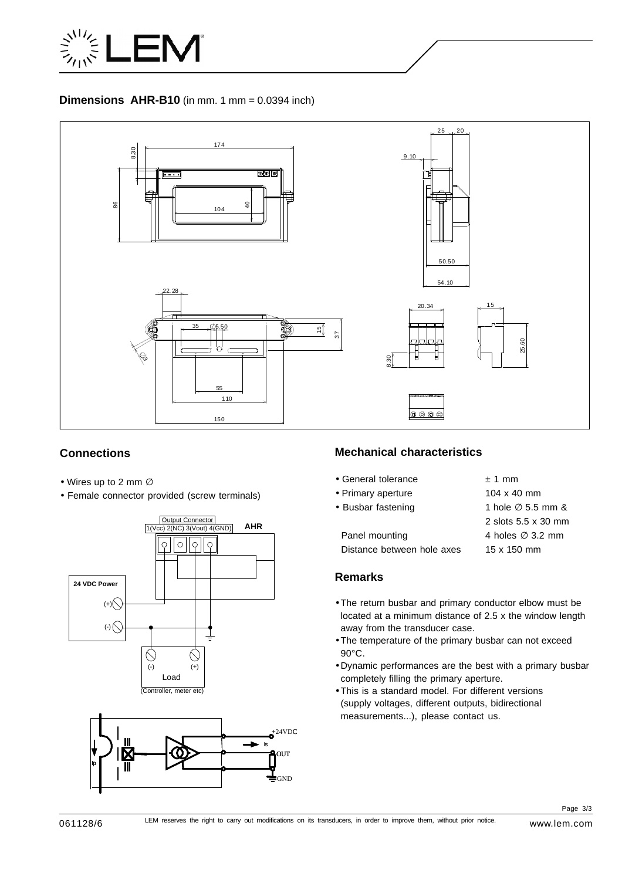**Dimensions AHR-B10** (in mm. 1 mm = 0.0394 inch)

## Connections

- Wires up to 2 mm ∅
- Female connector provided (screw terminals)

Output Connector
1(Vcc) 2(NC) 3(Vout) 4(GND)
AHR
24 VDC Power
(+)
(-)
(-) (+)
Load
(Controller, meter etc)

+24VDC
Is
OUT
GND
Ip

## Mechanical characteristics

| | |
|---|---|
| • General tolerance | ± 1 mm |
| • Primary aperture | 104 x 40 mm |
| • Busbar fastening | 1 hole ∅ 5.5 mm & |
| | 2 slots 5.5 x 30 mm |
| Panel mounting | 4 holes ∅ 3.2 mm |
| Distance between hole axes | 15 x 150 mm |

## Remarks

- The return busbar and primary conductor elbow must be located at a minimum distance of 2.5 x the window length away from the transducer case.
- The temperature of the primary busbar can not exceed 90°C.
- Dynamic performances are the best with a primary busbar completely filling the primary aperture.
- This is a standard model. For different versions (supply voltages, different outputs, bidirectional measurements...), please contact us.

061128/6

LEM reserves the right to carry out modifications on its transducers, in order to improve them, without prior notice.

www.lem.com